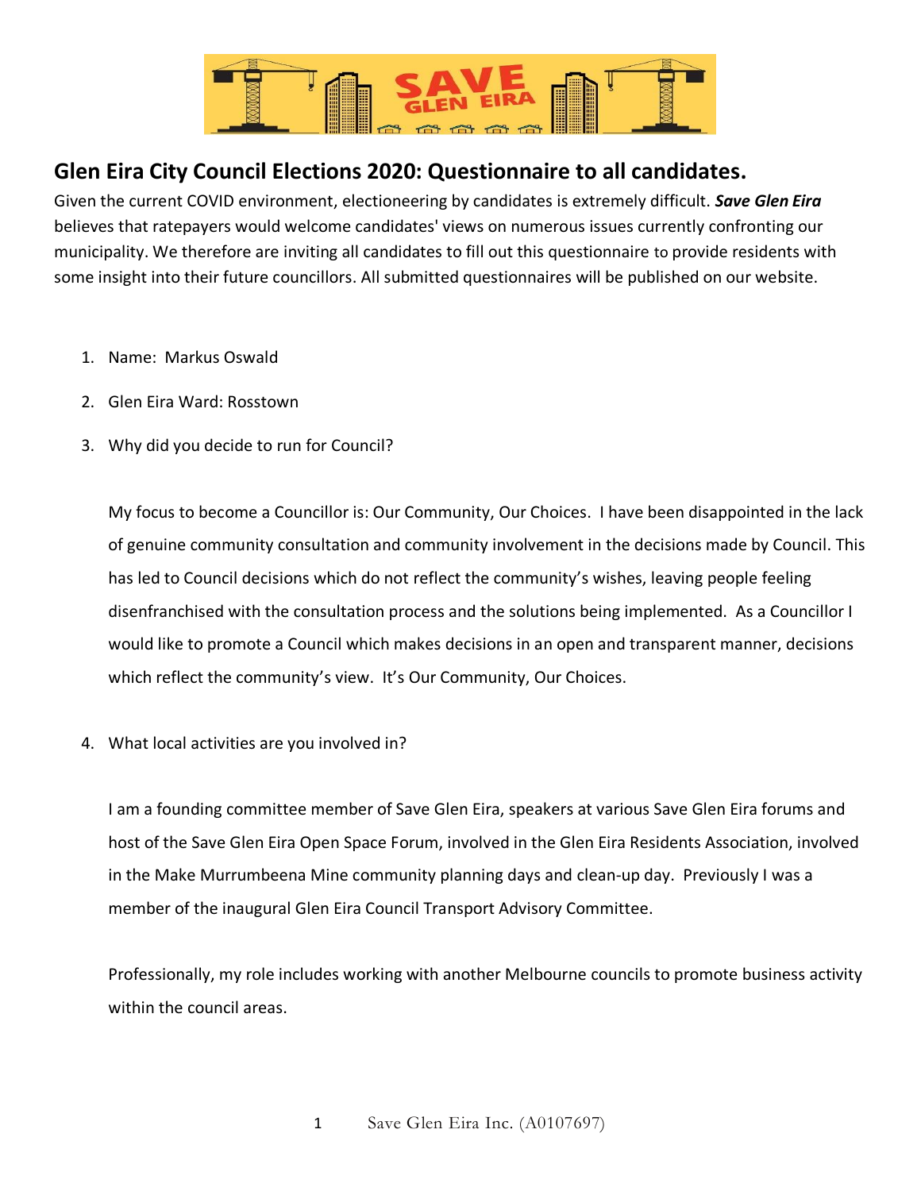## Glen Eira City Council Elections 2020: Questionnaire to all candidates.

Given the current COVID environment, electioneering by candidates is extremely difficult. ***Save Glen Eira*** believes that ratepayers would welcome candidates' views on numerous issues currently confronting our municipality. We therefore are inviting all candidates to fill out this questionnaire to provide residents with some insight into their future councillors. All submitted questionnaires will be published on our website.

1. Name: Markus Oswald

2. Glen Eira Ward: Rosstown

3. Why did you decide to run for Council?

   My focus to become a Councillor is: Our Community, Our Choices. I have been disappointed in the lack of genuine community consultation and community involvement in the decisions made by Council. This has led to Council decisions which do not reflect the community's wishes, leaving people feeling disenfranchised with the consultation process and the solutions being implemented. As a Councillor I would like to promote a Council which makes decisions in an open and transparent manner, decisions which reflect the community's view. It's Our Community, Our Choices.

4. What local activities are you involved in?

   I am a founding committee member of Save Glen Eira, speakers at various Save Glen Eira forums and host of the Save Glen Eira Open Space Forum, involved in the Glen Eira Residents Association, involved in the Make Murrumbeena Mine community planning days and clean-up day. Previously I was a member of the inaugural Glen Eira Council Transport Advisory Committee.

   Professionally, my role includes working with another Melbourne councils to promote business activity within the council areas.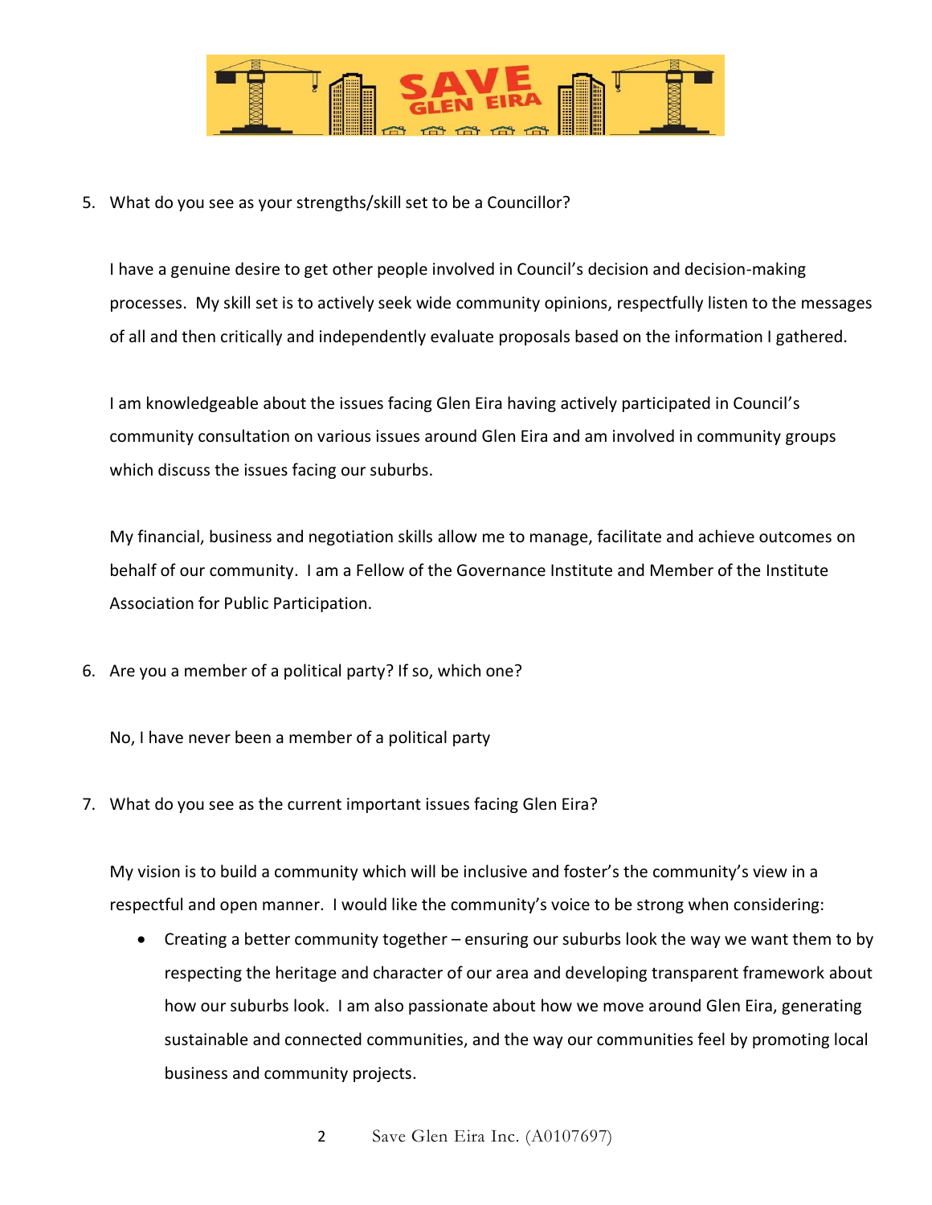5. What do you see as your strengths/skill set to be a Councillor?

   I have a genuine desire to get other people involved in Council's decision and decision-making processes. My skill set is to actively seek wide community opinions, respectfully listen to the messages of all and then critically and independently evaluate proposals based on the information I gathered.

   I am knowledgeable about the issues facing Glen Eira having actively participated in Council's community consultation on various issues around Glen Eira and am involved in community groups which discuss the issues facing our suburbs.

   My financial, business and negotiation skills allow me to manage, facilitate and achieve outcomes on behalf of our community. I am a Fellow of the Governance Institute and Member of the Institute Association for Public Participation.

6. Are you a member of a political party? If so, which one?

   No, I have never been a member of a political party

7. What do you see as the current important issues facing Glen Eira?

   My vision is to build a community which will be inclusive and foster's the community's view in a respectful and open manner. I would like the community's voice to be strong when considering:

   - Creating a better community together – ensuring our suburbs look the way we want them to by respecting the heritage and character of our area and developing transparent framework about how our suburbs look. I am also passionate about how we move around Glen Eira, generating sustainable and connected communities, and the way our communities feel by promoting local business and community projects.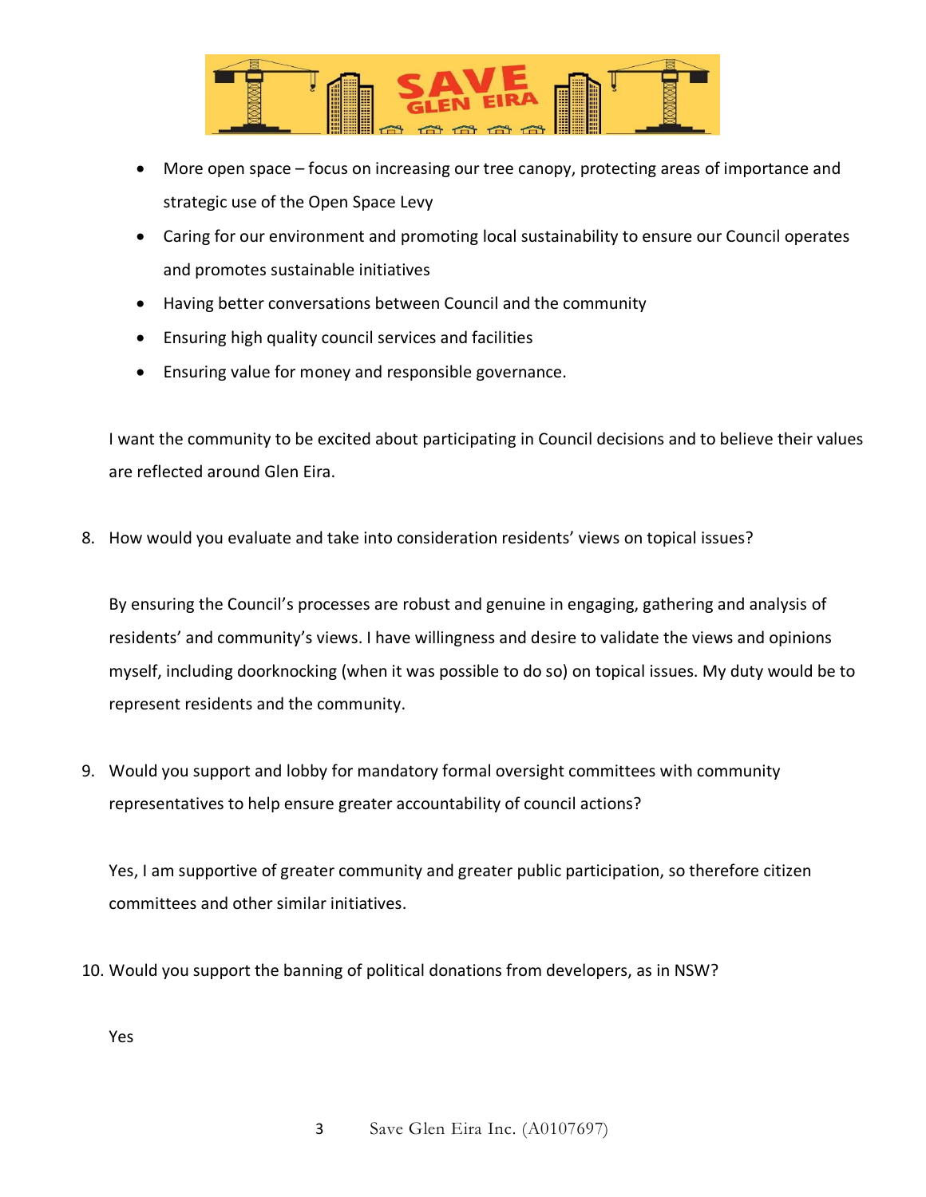- More open space – focus on increasing our tree canopy, protecting areas of importance and strategic use of the Open Space Levy
- Caring for our environment and promoting local sustainability to ensure our Council operates and promotes sustainable initiatives
- Having better conversations between Council and the community
- Ensuring high quality council services and facilities
- Ensuring value for money and responsible governance.

I want the community to be excited about participating in Council decisions and to believe their values are reflected around Glen Eira.

8. How would you evaluate and take into consideration residents' views on topical issues?

   By ensuring the Council's processes are robust and genuine in engaging, gathering and analysis of residents' and community's views. I have willingness and desire to validate the views and opinions myself, including doorknocking (when it was possible to do so) on topical issues. My duty would be to represent residents and the community.

9. Would you support and lobby for mandatory formal oversight committees with community representatives to help ensure greater accountability of council actions?

   Yes, I am supportive of greater community and greater public participation, so therefore citizen committees and other similar initiatives.

10. Would you support the banning of political donations from developers, as in NSW?

    Yes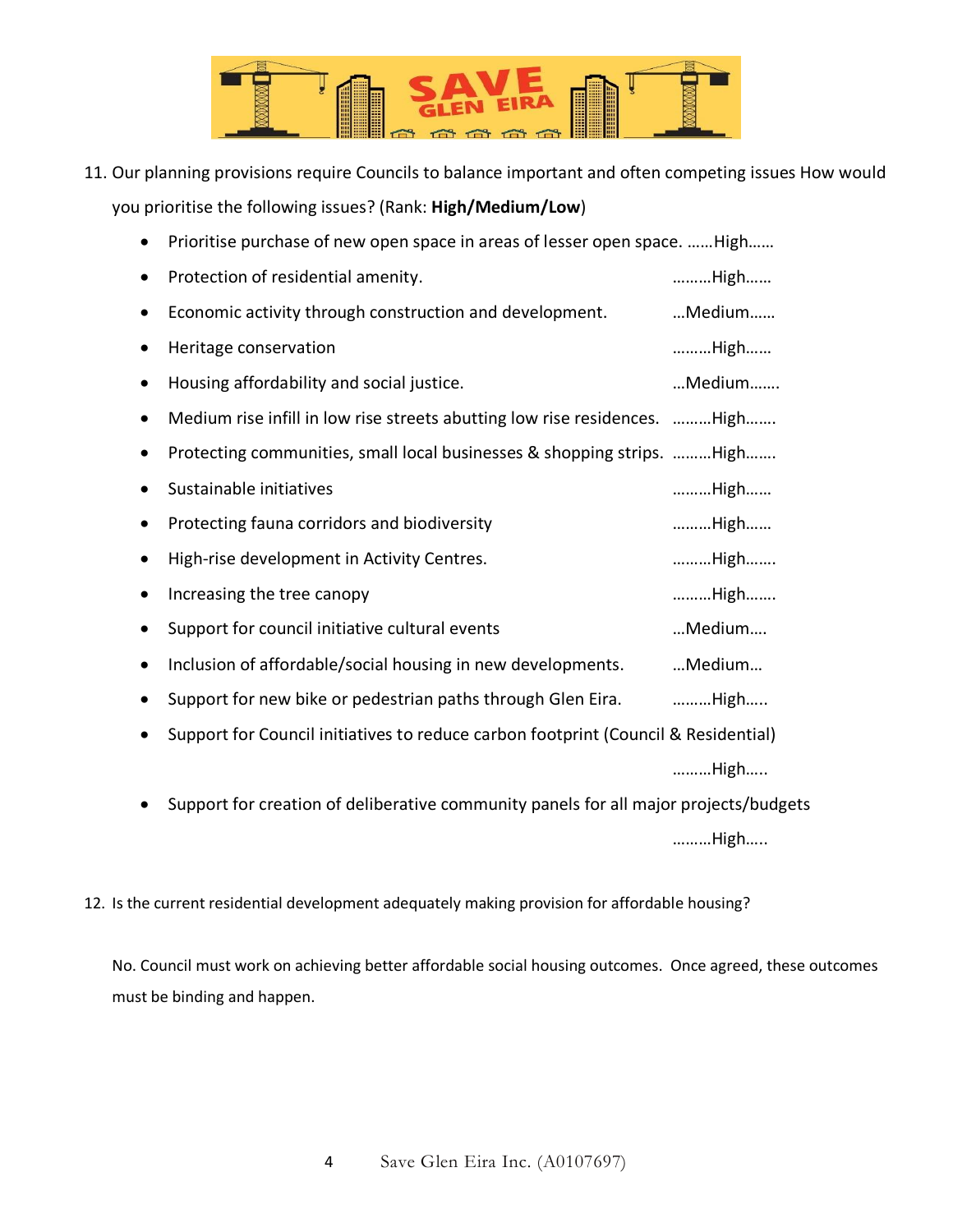11. Our planning provisions require Councils to balance important and often competing issues How would you prioritise the following issues? (Rank: **High/Medium/Low**)

    - Prioritise purchase of new open space in areas of lesser open space. ……High……
    - Protection of residential amenity. ………High……
    - Economic activity through construction and development. …Medium……
    - Heritage conservation ………High……
    - Housing affordability and social justice. …Medium…….
    - Medium rise infill in low rise streets abutting low rise residences. ………High…….
    - Protecting communities, small local businesses & shopping strips. ………High…….
    - Sustainable initiatives ………High……
    - Protecting fauna corridors and biodiversity ………High……
    - High-rise development in Activity Centres. ………High…….
    - Increasing the tree canopy ………High…….
    - Support for council initiative cultural events …Medium….
    - Inclusion of affordable/social housing in new developments. …Medium…
    - Support for new bike or pedestrian paths through Glen Eira. ………High…..
    - Support for Council initiatives to reduce carbon footprint (Council & Residential) ………High…..
    - Support for creation of deliberative community panels for all major projects/budgets ………High…..

12. Is the current residential development adequately making provision for affordable housing?

    No. Council must work on achieving better affordable social housing outcomes. Once agreed, these outcomes must be binding and happen.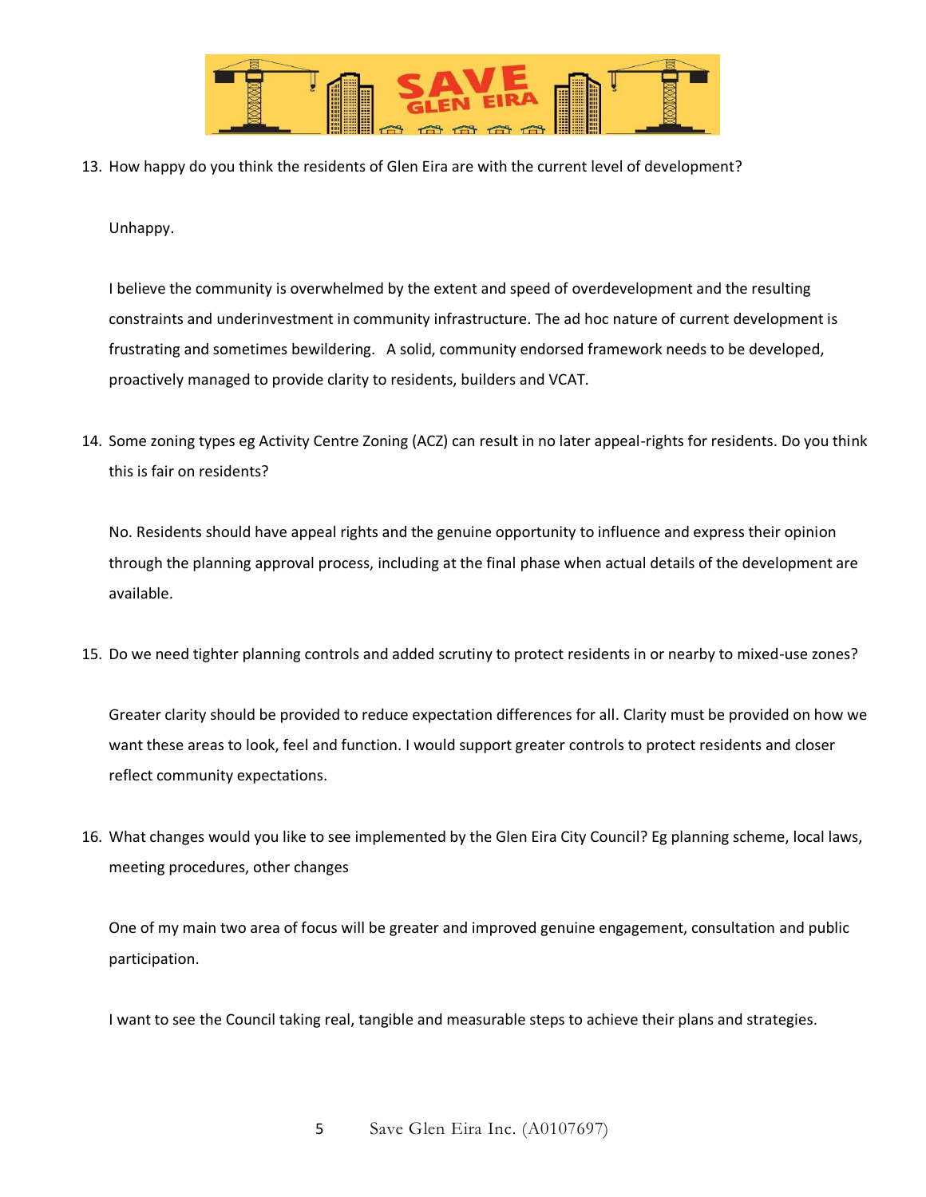13. How happy do you think the residents of Glen Eira are with the current level of development?

    Unhappy.

    I believe the community is overwhelmed by the extent and speed of overdevelopment and the resulting constraints and underinvestment in community infrastructure. The ad hoc nature of current development is frustrating and sometimes bewildering. A solid, community endorsed framework needs to be developed, proactively managed to provide clarity to residents, builders and VCAT.

14. Some zoning types eg Activity Centre Zoning (ACZ) can result in no later appeal-rights for residents. Do you think this is fair on residents?

    No. Residents should have appeal rights and the genuine opportunity to influence and express their opinion through the planning approval process, including at the final phase when actual details of the development are available.

15. Do we need tighter planning controls and added scrutiny to protect residents in or nearby to mixed-use zones?

    Greater clarity should be provided to reduce expectation differences for all. Clarity must be provided on how we want these areas to look, feel and function. I would support greater controls to protect residents and closer reflect community expectations.

16. What changes would you like to see implemented by the Glen Eira City Council? Eg planning scheme, local laws, meeting procedures, other changes

    One of my main two area of focus will be greater and improved genuine engagement, consultation and public participation.

    I want to see the Council taking real, tangible and measurable steps to achieve their plans and strategies.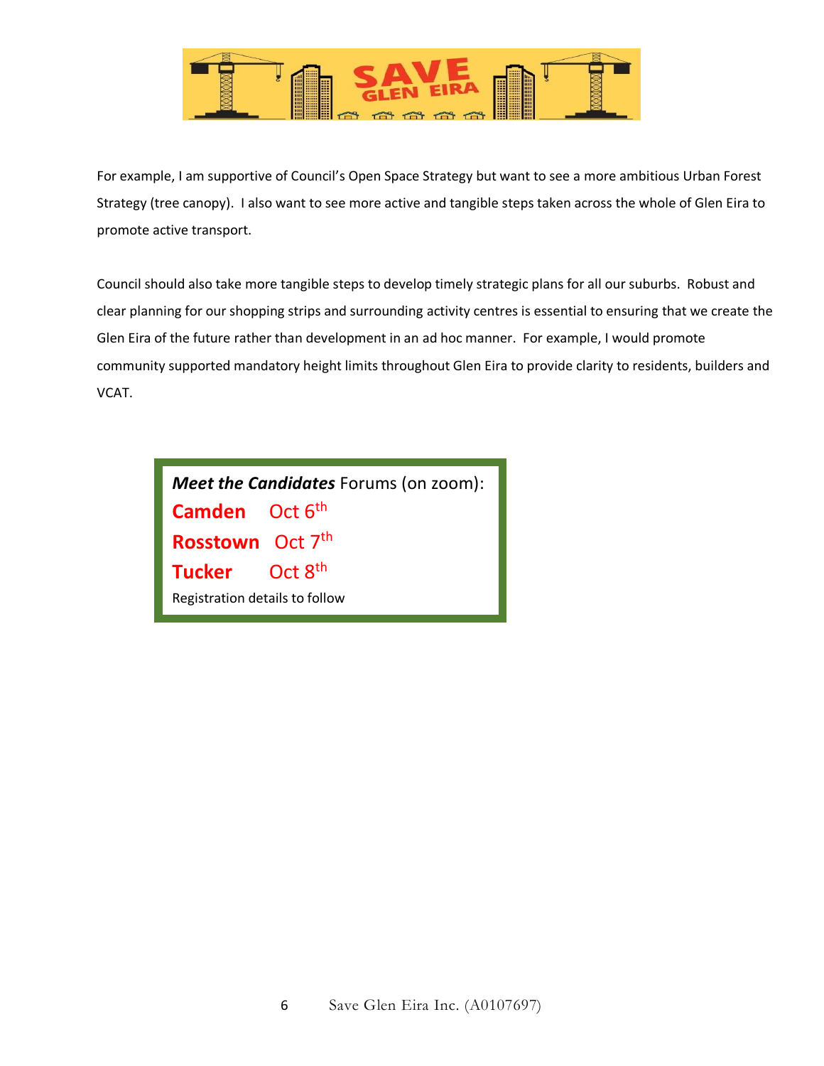For example, I am supportive of Council's Open Space Strategy but want to see a more ambitious Urban Forest Strategy (tree canopy). I also want to see more active and tangible steps taken across the whole of Glen Eira to promote active transport.

Council should also take more tangible steps to develop timely strategic plans for all our suburbs. Robust and clear planning for our shopping strips and surrounding activity centres is essential to ensuring that we create the Glen Eira of the future rather than development in an ad hoc manner. For example, I would promote community supported mandatory height limits throughout Glen Eira to provide clarity to residents, builders and VCAT.

***Meet the Candidates*** Forums (on zoom):

**Camden** Oct 6th

**Rosstown** Oct 7th

**Tucker** Oct 8th

Registration details to follow